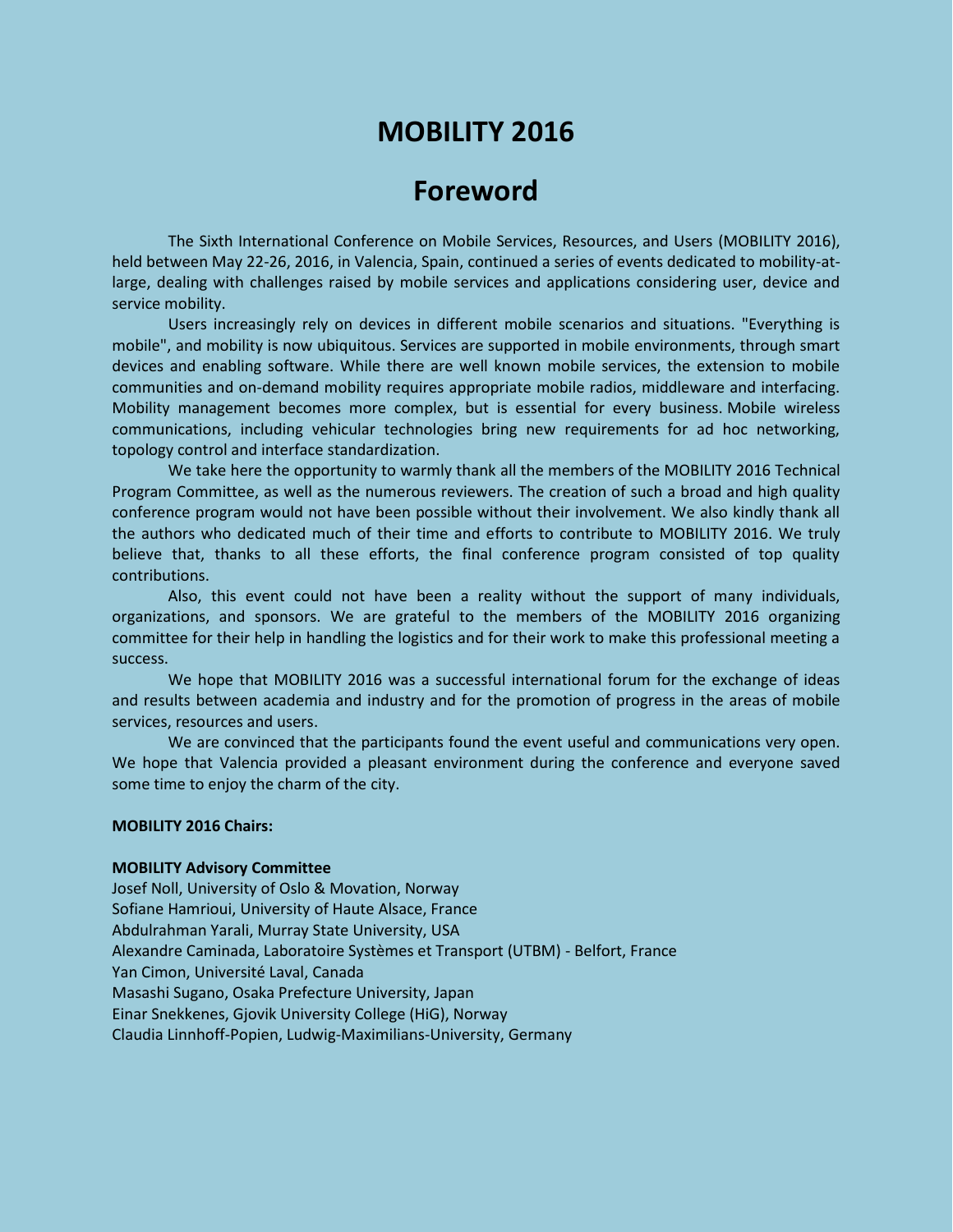# MOBILITY 2016

## Foreword

The Sixth International Conference on Mobile Services, Resources, and Users (MOBILITY 2016), held between May 22-26, 2016, in Valencia, Spain, continued a series of events dedicated to mobility-at-large, dealing with challenges raised by mobile services and applications considering user, device and service mobility.

Users increasingly rely on devices in different mobile scenarios and situations. "Everything is mobile", and mobility is now ubiquitous. Services are supported in mobile environments, through smart devices and enabling software. While there are well known mobile services, the extension to mobile communities and on-demand mobility requires appropriate mobile radios, middleware and interfacing. Mobility management becomes more complex, but is essential for every business. Mobile wireless communications, including vehicular technologies bring new requirements for ad hoc networking, topology control and interface standardization.

We take here the opportunity to warmly thank all the members of the MOBILITY 2016 Technical Program Committee, as well as the numerous reviewers. The creation of such a broad and high quality conference program would not have been possible without their involvement. We also kindly thank all the authors who dedicated much of their time and efforts to contribute to MOBILITY 2016. We truly believe that, thanks to all these efforts, the final conference program consisted of top quality contributions.

Also, this event could not have been a reality without the support of many individuals, organizations, and sponsors. We are grateful to the members of the MOBILITY 2016 organizing committee for their help in handling the logistics and for their work to make this professional meeting a success.

We hope that MOBILITY 2016 was a successful international forum for the exchange of ideas and results between academia and industry and for the promotion of progress in the areas of mobile services, resources and users.

We are convinced that the participants found the event useful and communications very open. We hope that Valencia provided a pleasant environment during the conference and everyone saved some time to enjoy the charm of the city.

**MOBILITY 2016 Chairs:**

**MOBILITY Advisory Committee**

Josef Noll, University of Oslo & Movation, Norway
Sofiane Hamrioui, University of Haute Alsace, France
Abdulrahman Yarali, Murray State University, USA
Alexandre Caminada, Laboratoire Systèmes et Transport (UTBM) - Belfort, France
Yan Cimon, Université Laval, Canada
Masashi Sugano, Osaka Prefecture University, Japan
Einar Snekkenes, Gjovik University College (HiG), Norway
Claudia Linnhoff-Popien, Ludwig-Maximilians-University, Germany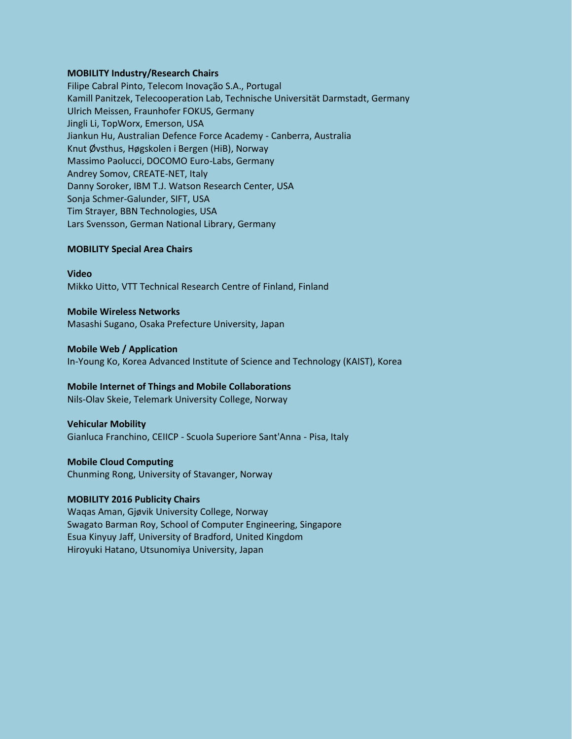**MOBILITY Industry/Research Chairs**

Filipe Cabral Pinto, Telecom Inovação S.A., Portugal
Kamill Panitzek, Telecooperation Lab, Technische Universität Darmstadt, Germany
Ulrich Meissen, Fraunhofer FOKUS, Germany
Jingli Li, TopWorx, Emerson, USA
Jiankun Hu, Australian Defence Force Academy - Canberra, Australia
Knut Øvsthus, Høgskolen i Bergen (HiB), Norway
Massimo Paolucci, DOCOMO Euro-Labs, Germany
Andrey Somov, CREATE-NET, Italy
Danny Soroker, IBM T.J. Watson Research Center, USA
Sonja Schmer-Galunder, SIFT, USA
Tim Strayer, BBN Technologies, USA
Lars Svensson, German National Library, Germany

**MOBILITY Special Area Chairs**

**Video**

Mikko Uitto, VTT Technical Research Centre of Finland, Finland

**Mobile Wireless Networks**

Masashi Sugano, Osaka Prefecture University, Japan

**Mobile Web / Application**

In-Young Ko, Korea Advanced Institute of Science and Technology (KAIST), Korea

**Mobile Internet of Things and Mobile Collaborations**

Nils-Olav Skeie, Telemark University College, Norway

**Vehicular Mobility**

Gianluca Franchino, CEIICP - Scuola Superiore Sant'Anna - Pisa, Italy

**Mobile Cloud Computing**

Chunming Rong, University of Stavanger, Norway

**MOBILITY 2016 Publicity Chairs**

Waqas Aman, Gjøvik University College, Norway
Swagato Barman Roy, School of Computer Engineering, Singapore
Esua Kinyuy Jaff, University of Bradford, United Kingdom
Hiroyuki Hatano, Utsunomiya University, Japan